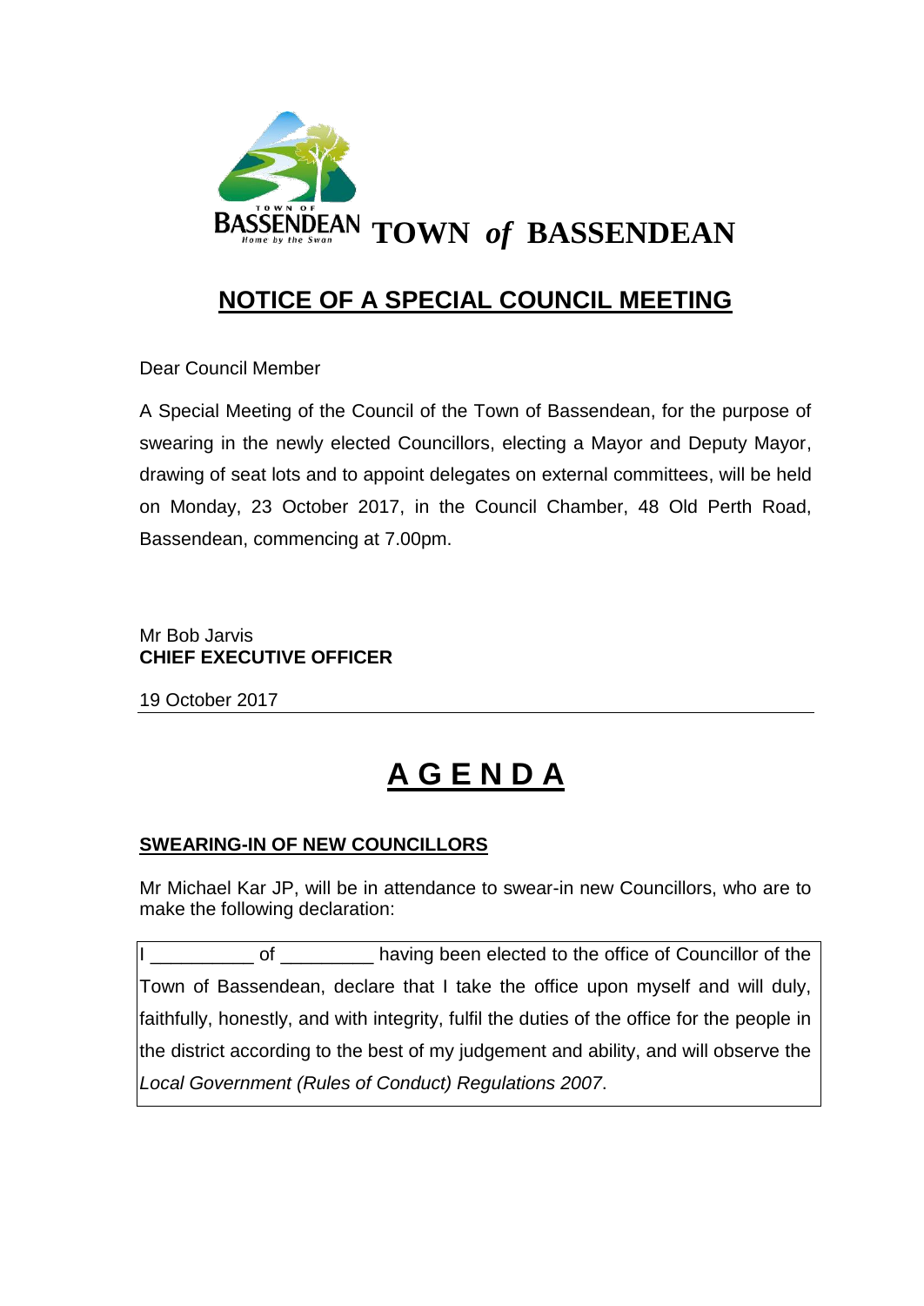# TOWN *of* BASSENDEAN

## NOTICE OF A SPECIAL COUNCIL MEETING

Dear Council Member

A Special Meeting of the Council of the Town of Bassendean, for the purpose of swearing in the newly elected Councillors, electing a Mayor and Deputy Mayor, drawing of seat lots and to appoint delegates on external committees, will be held on Monday, 23 October 2017, in the Council Chamber, 48 Old Perth Road, Bassendean, commencing at 7.00pm.

Mr Bob Jarvis
**CHIEF EXECUTIVE OFFICER**

19 October 2017

---

# A G E N D A

### SWEARING-IN OF NEW COUNCILLORS

Mr Michael Kar JP, will be in attendance to swear-in new Councillors, who are to make the following declaration:

> I __________ of _________ having been elected to the office of Councillor of the Town of Bassendean, declare that I take the office upon myself and will duly, faithfully, honestly, and with integrity, fulfil the duties of the office for the people in the district according to the best of my judgement and ability, and will observe the *Local Government (Rules of Conduct) Regulations 2007*.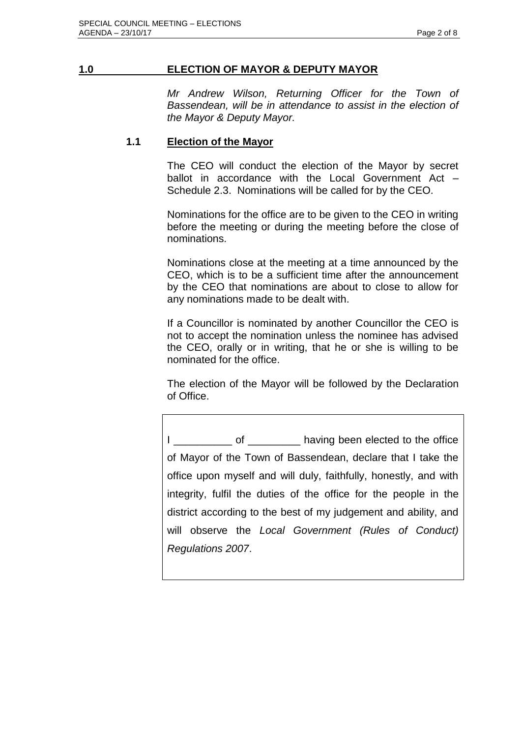## 1.0 ELECTION OF MAYOR & DEPUTY MAYOR

*Mr Andrew Wilson, Returning Officer for the Town of Bassendean, will be in attendance to assist in the election of the Mayor & Deputy Mayor.*

### 1.1 Election of the Mayor

The CEO will conduct the election of the Mayor by secret ballot in accordance with the Local Government Act – Schedule 2.3. Nominations will be called for by the CEO.

Nominations for the office are to be given to the CEO in writing before the meeting or during the meeting before the close of nominations.

Nominations close at the meeting at a time announced by the CEO, which is to be a sufficient time after the announcement by the CEO that nominations are about to close to allow for any nominations made to be dealt with.

If a Councillor is nominated by another Councillor the CEO is not to accept the nomination unless the nominee has advised the CEO, orally or in writing, that he or she is willing to be nominated for the office.

The election of the Mayor will be followed by the Declaration of Office.

> I __________ of _________ having been elected to the office of Mayor of the Town of Bassendean, declare that I take the office upon myself and will duly, faithfully, honestly, and with integrity, fulfil the duties of the office for the people in the district according to the best of my judgement and ability, and will observe the *Local Government (Rules of Conduct) Regulations 2007*.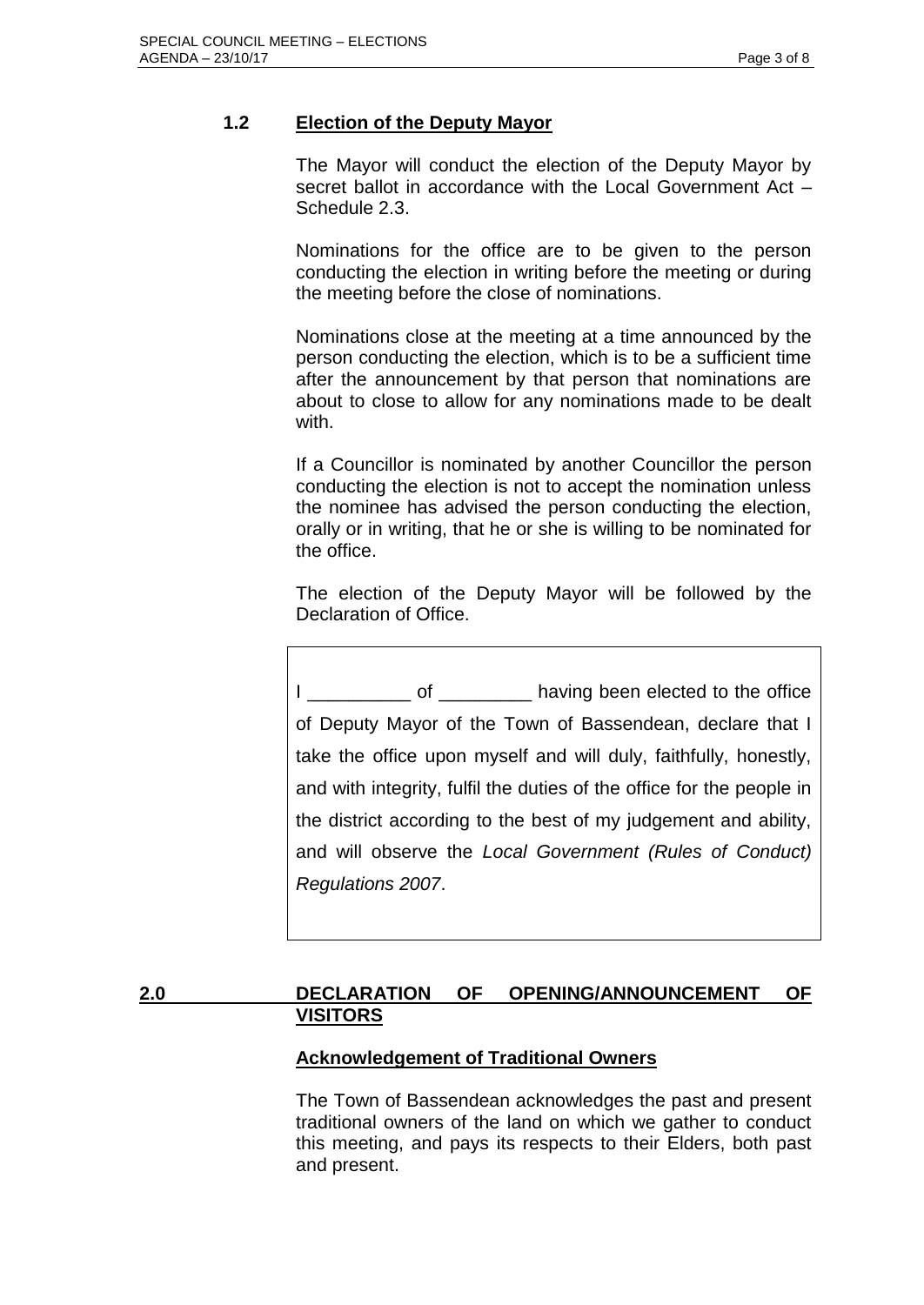## 1.2 Election of the Deputy Mayor

The Mayor will conduct the election of the Deputy Mayor by secret ballot in accordance with the Local Government Act – Schedule 2.3.

Nominations for the office are to be given to the person conducting the election in writing before the meeting or during the meeting before the close of nominations.

Nominations close at the meeting at a time announced by the person conducting the election, which is to be a sufficient time after the announcement by that person that nominations are about to close to allow for any nominations made to be dealt with.

If a Councillor is nominated by another Councillor the person conducting the election is not to accept the nomination unless the nominee has advised the person conducting the election, orally or in writing, that he or she is willing to be nominated for the office.

The election of the Deputy Mayor will be followed by the Declaration of Office.

> I __________ of _________ having been elected to the office of Deputy Mayor of the Town of Bassendean, declare that I take the office upon myself and will duly, faithfully, honestly, and with integrity, fulfil the duties of the office for the people in the district according to the best of my judgement and ability, and will observe the *Local Government (Rules of Conduct) Regulations 2007*.

# 2.0 DECLARATION OF OPENING/ANNOUNCEMENT OF VISITORS

### Acknowledgement of Traditional Owners

The Town of Bassendean acknowledges the past and present traditional owners of the land on which we gather to conduct this meeting, and pays its respects to their Elders, both past and present.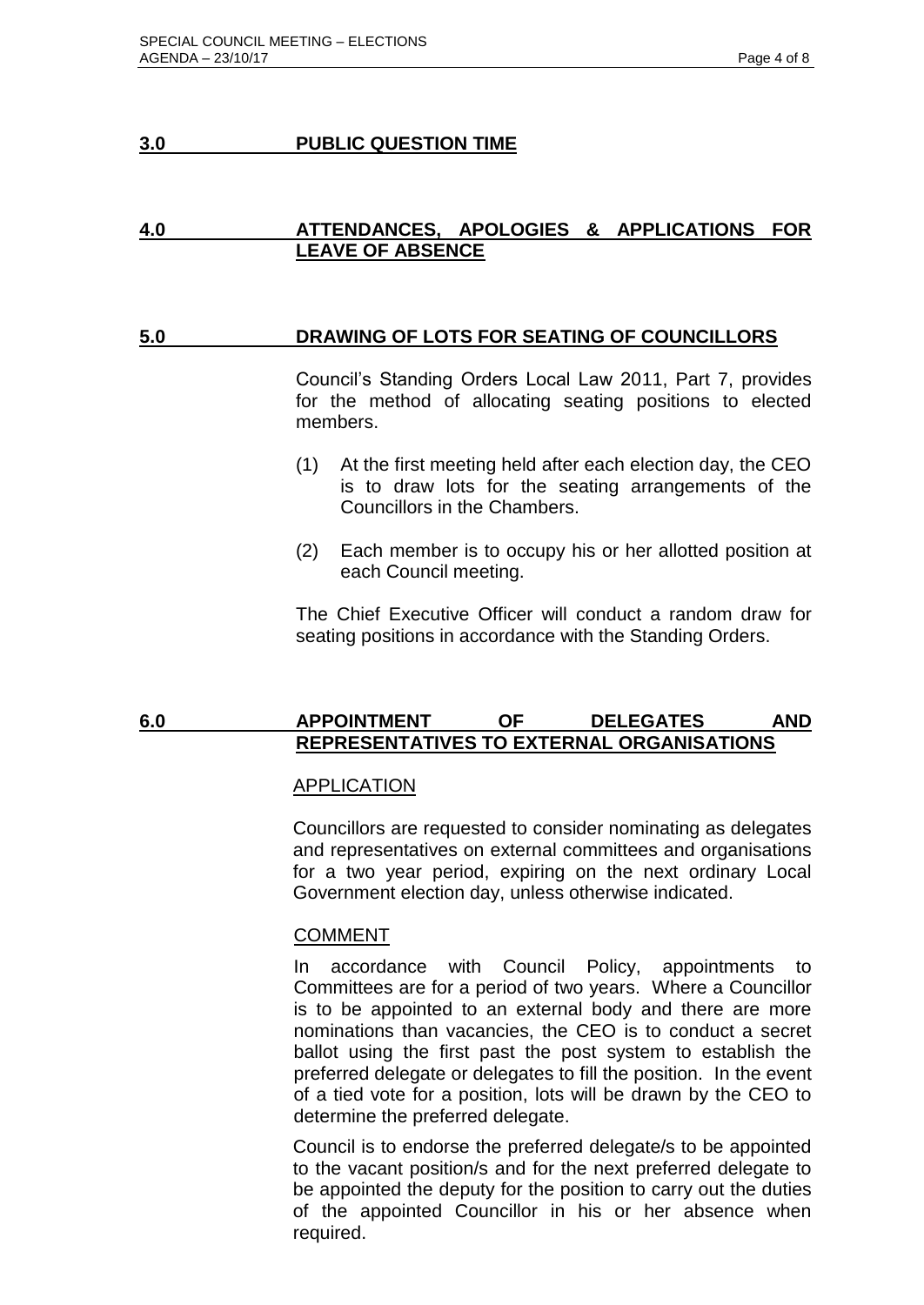## 3.0 PUBLIC QUESTION TIME

## 4.0 ATTENDANCES, APOLOGIES & APPLICATIONS FOR LEAVE OF ABSENCE

## 5.0 DRAWING OF LOTS FOR SEATING OF COUNCILLORS

Council's Standing Orders Local Law 2011, Part 7, provides for the method of allocating seating positions to elected members.

(1) At the first meeting held after each election day, the CEO is to draw lots for the seating arrangements of the Councillors in the Chambers.

(2) Each member is to occupy his or her allotted position at each Council meeting.

The Chief Executive Officer will conduct a random draw for seating positions in accordance with the Standing Orders.

## 6.0 APPOINTMENT OF DELEGATES AND REPRESENTATIVES TO EXTERNAL ORGANISATIONS

### APPLICATION

Councillors are requested to consider nominating as delegates and representatives on external committees and organisations for a two year period, expiring on the next ordinary Local Government election day, unless otherwise indicated.

### COMMENT

In accordance with Council Policy, appointments to Committees are for a period of two years. Where a Councillor is to be appointed to an external body and there are more nominations than vacancies, the CEO is to conduct a secret ballot using the first past the post system to establish the preferred delegate or delegates to fill the position. In the event of a tied vote for a position, lots will be drawn by the CEO to determine the preferred delegate.

Council is to endorse the preferred delegate/s to be appointed to the vacant position/s and for the next preferred delegate to be appointed the deputy for the position to carry out the duties of the appointed Councillor in his or her absence when required.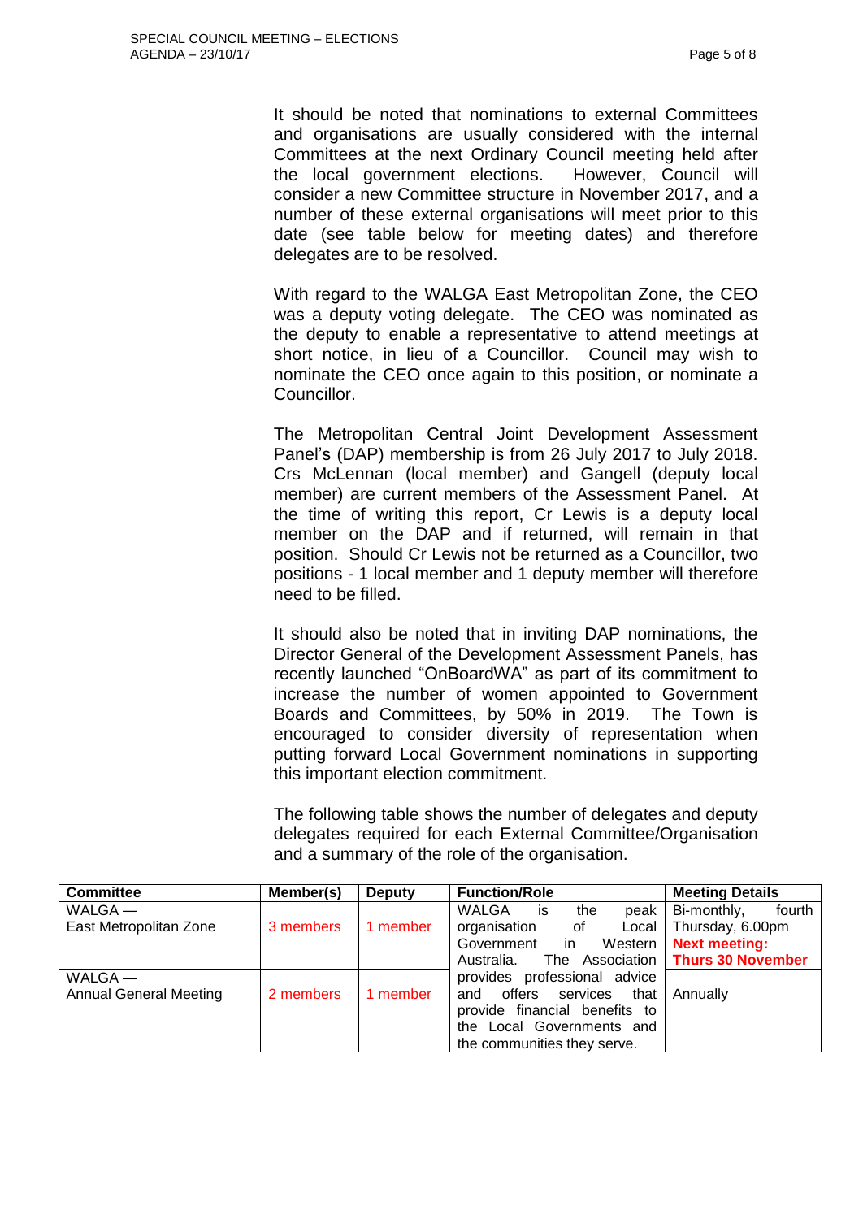It should be noted that nominations to external Committees and organisations are usually considered with the internal Committees at the next Ordinary Council meeting held after the local government elections. However, Council will consider a new Committee structure in November 2017, and a number of these external organisations will meet prior to this date (see table below for meeting dates) and therefore delegates are to be resolved.

With regard to the WALGA East Metropolitan Zone, the CEO was a deputy voting delegate. The CEO was nominated as the deputy to enable a representative to attend meetings at short notice, in lieu of a Councillor. Council may wish to nominate the CEO once again to this position, or nominate a Councillor.

The Metropolitan Central Joint Development Assessment Panel's (DAP) membership is from 26 July 2017 to July 2018. Crs McLennan (local member) and Gangell (deputy local member) are current members of the Assessment Panel. At the time of writing this report, Cr Lewis is a deputy local member on the DAP and if returned, will remain in that position. Should Cr Lewis not be returned as a Councillor, two positions - 1 local member and 1 deputy member will therefore need to be filled.

It should also be noted that in inviting DAP nominations, the Director General of the Development Assessment Panels, has recently launched "OnBoardWA" as part of its commitment to increase the number of women appointed to Government Boards and Committees, by 50% in 2019. The Town is encouraged to consider diversity of representation when putting forward Local Government nominations in supporting this important election commitment.

The following table shows the number of delegates and deputy delegates required for each External Committee/Organisation and a summary of the role of the organisation.

| Committee | Member(s) | Deputy | Function/Role | Meeting Details |
|---|---|---|---|---|
| WALGA — East Metropolitan Zone | 3 members | 1 member | WALGA is the peak organisation of Local Government in Western Australia. The Association provides professional advice and offers services that provide financial benefits to the Local Governments and the communities they serve. | Bi-monthly, fourth Thursday, 6.00pm **Next meeting: Thurs 30 November** |
| WALGA — Annual General Meeting | 2 members | 1 member | | Annually |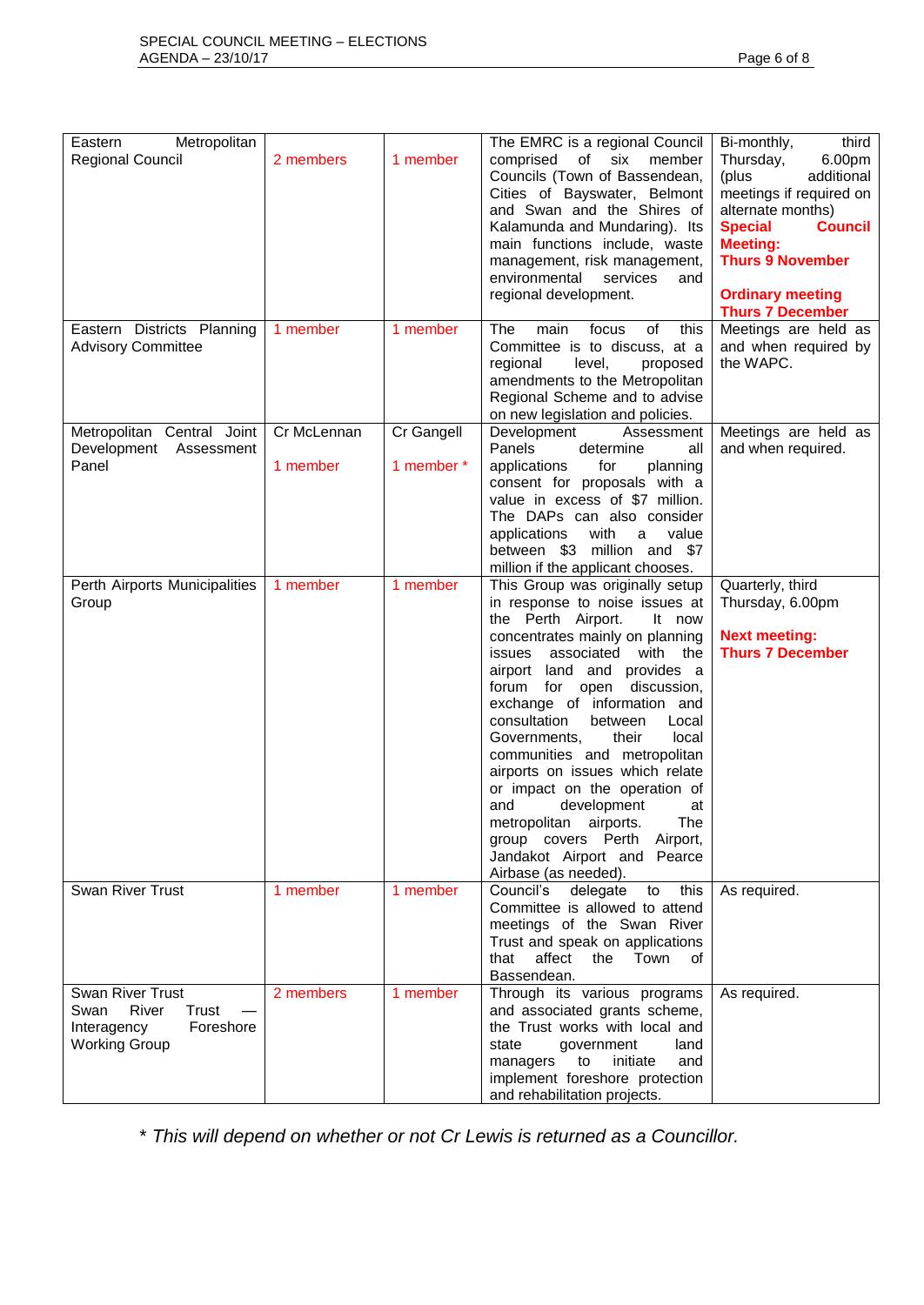| | | | | |
|---|---|---|---|---|
| Eastern Metropolitan Regional Council | 2 members | 1 member | The EMRC is a regional Council comprised of six member Councils (Town of Bassendean, Cities of Bayswater, Belmont and Swan and the Shires of Kalamunda and Mundaring). Its main functions include, waste management, risk management, environmental services and regional development. | Bi-monthly, third Thursday, 6.00pm (plus additional meetings if required on alternate months)<br>**Special Council Meeting: Thurs 9 November**<br><br>**Ordinary meeting Thurs 7 December** |
| Eastern Districts Planning Advisory Committee | 1 member | 1 member | The main focus of this Committee is to discuss, at a regional level, proposed amendments to the Metropolitan Regional Scheme and to advise on new legislation and policies. | Meetings are held as and when required by the WAPC. |
| Metropolitan Central Joint Development Assessment Panel | Cr McLennan<br><br>1 member | Cr Gangell<br><br>1 member * | Development Assessment Panels determine all applications for planning consent for proposals with a value in excess of $7 million. The DAPs can also consider applications with a value between $3 million and $7 million if the applicant chooses. | Meetings are held as and when required. |
| Perth Airports Municipalities Group | 1 member | 1 member | This Group was originally setup in response to noise issues at the Perth Airport. It now concentrates mainly on planning issues associated with the airport land and provides a forum for open discussion, exchange of information and consultation between Local Governments, their local communities and metropolitan airports on issues which relate or impact on the operation of and development at metropolitan airports. The group covers Perth Airport, Jandakot Airport and Pearce Airbase (as needed). | Quarterly, third Thursday, 6.00pm<br><br>**Next meeting: Thurs 7 December** |
| Swan River Trust | 1 member | 1 member | Council's delegate to this Committee is allowed to attend meetings of the Swan River Trust and speak on applications that affect the Town of Bassendean. | As required. |
| Swan River Trust<br>Swan River Trust — Interagency Foreshore Working Group | 2 members | 1 member | Through its various programs and associated grants scheme, the Trust works with local and state government land managers to initiate and implement foreshore protection and rehabilitation projects. | As required. |

*\* This will depend on whether or not Cr Lewis is returned as a Councillor.*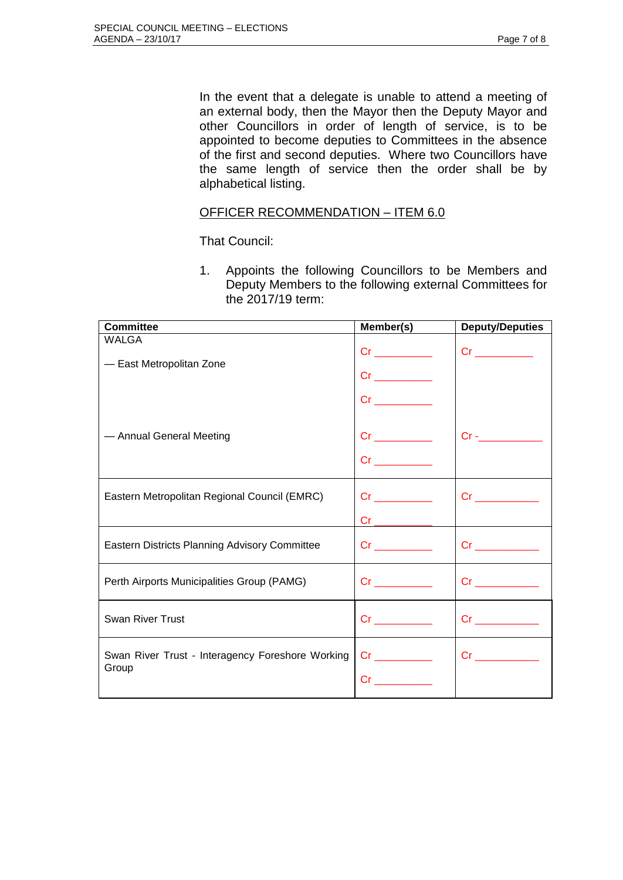In the event that a delegate is unable to attend a meeting of an external body, then the Mayor then the Deputy Mayor and other Councillors in order of length of service, is to be appointed to become deputies to Committees in the absence of the first and second deputies. Where two Councillors have the same length of service then the order shall be by alphabetical listing.

OFFICER RECOMMENDATION – ITEM 6.0

That Council:

1. Appoints the following Councillors to be Members and Deputy Members to the following external Committees for the 2017/19 term:

| Committee | Member(s) | Deputy/Deputies |
|---|---|---|
| WALGA<br>— East Metropolitan Zone | Cr ________<br>Cr ________<br>Cr ________ | Cr ________ |
| — Annual General Meeting | Cr ________<br>Cr ________ | Cr -__________ |
| Eastern Metropolitan Regional Council (EMRC) | Cr ________<br>Cr ________ | Cr __________ |
| Eastern Districts Planning Advisory Committee | Cr ________ | Cr __________ |
| Perth Airports Municipalities Group (PAMG) | Cr ________ | Cr __________ |
| Swan River Trust | Cr ________ | Cr __________ |
| Swan River Trust - Interagency Foreshore Working Group | Cr ________<br>Cr ________ | Cr __________ |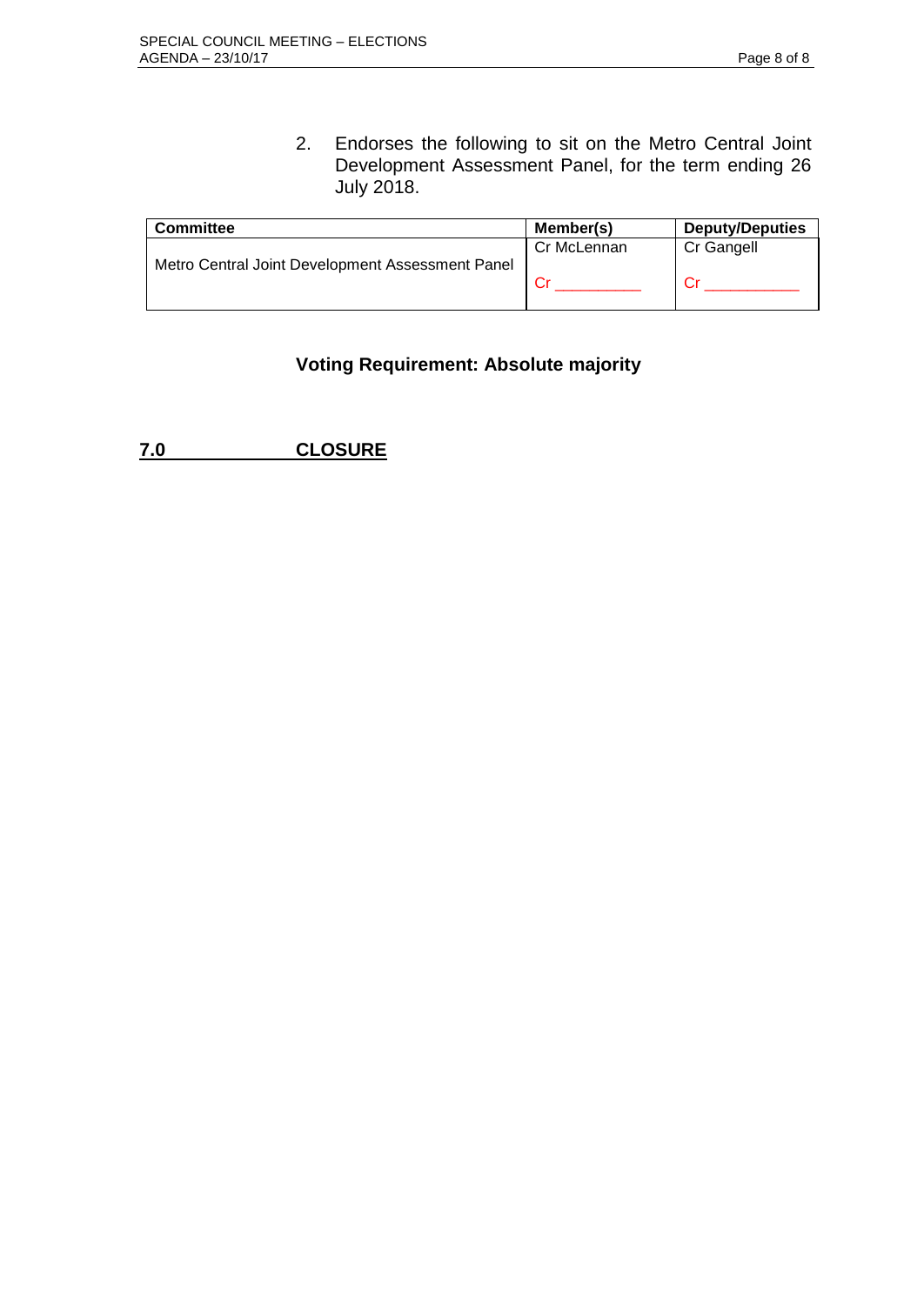2. Endorses the following to sit on the Metro Central Joint Development Assessment Panel, for the term ending 26 July 2018.

| Committee | Member(s) | Deputy/Deputies |
|---|---|---|
| Metro Central Joint Development Assessment Panel | Cr McLennan<br>Cr __________ | Cr Gangell<br>Cr ___________ |

**Voting Requirement: Absolute majority**

## 7.0 CLOSURE